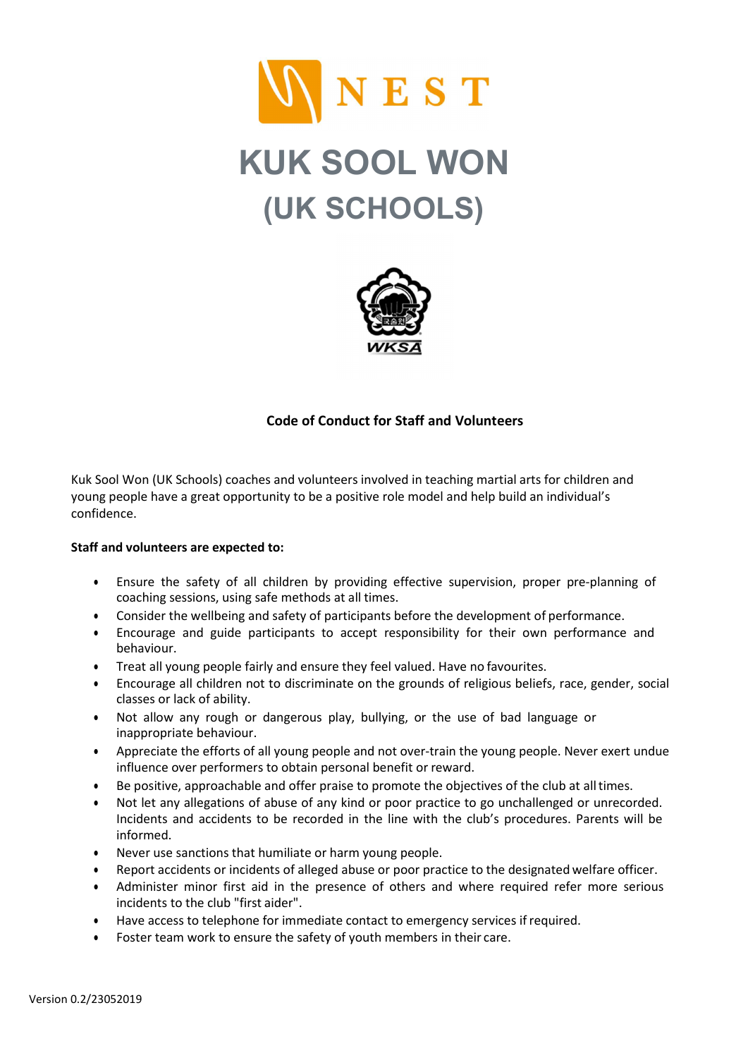NEST

# KUK SOOL WON (UK SCHOOLS)

WKSA

**Code of Conduct for Staff and Volunteers**

Kuk Sool Won (UK Schools) coaches and volunteers involved in teaching martial arts for children and young people have a great opportunity to be a positive role model and help build an individual's confidence.

**Staff and volunteers are expected to:**

- Ensure the safety of all children by providing effective supervision, proper pre-planning of coaching sessions, using safe methods at all times.
- Consider the wellbeing and safety of participants before the development of performance.
- Encourage and guide participants to accept responsibility for their own performance and behaviour.
- Treat all young people fairly and ensure they feel valued. Have no favourites.
- Encourage all children not to discriminate on the grounds of religious beliefs, race, gender, social classes or lack of ability.
- Not allow any rough or dangerous play, bullying, or the use of bad language or inappropriate behaviour.
- Appreciate the efforts of all young people and not over-train the young people. Never exert undue influence over performers to obtain personal benefit or reward.
- Be positive, approachable and offer praise to promote the objectives of the club at all times.
- Not let any allegations of abuse of any kind or poor practice to go unchallenged or unrecorded. Incidents and accidents to be recorded in the line with the club's procedures. Parents will be informed.
- Never use sanctions that humiliate or harm young people.
- Report accidents or incidents of alleged abuse or poor practice to the designated welfare officer.
- Administer minor first aid in the presence of others and where required refer more serious incidents to the club "first aider".
- Have access to telephone for immediate contact to emergency services if required.
- Foster team work to ensure the safety of youth members in their care.

Version 0.2/23052019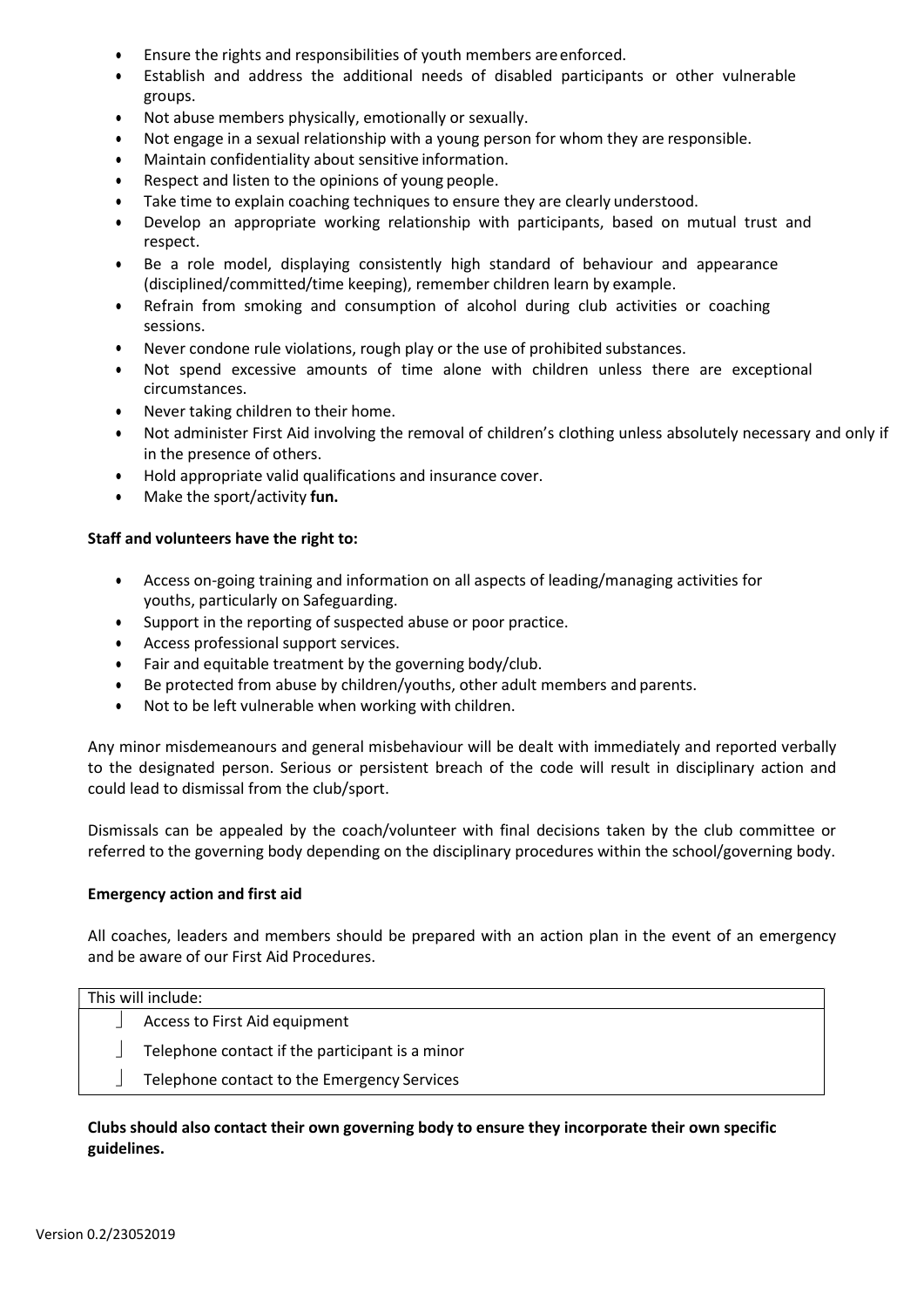- Ensure the rights and responsibilities of youth members are enforced.
- Establish and address the additional needs of disabled participants or other vulnerable groups.
- Not abuse members physically, emotionally or sexually.
- Not engage in a sexual relationship with a young person for whom they are responsible.
- Maintain confidentiality about sensitive information.
- Respect and listen to the opinions of young people.
- Take time to explain coaching techniques to ensure they are clearly understood.
- Develop an appropriate working relationship with participants, based on mutual trust and respect.
- Be a role model, displaying consistently high standard of behaviour and appearance (disciplined/committed/time keeping), remember children learn by example.
- Refrain from smoking and consumption of alcohol during club activities or coaching sessions.
- Never condone rule violations, rough play or the use of prohibited substances.
- Not spend excessive amounts of time alone with children unless there are exceptional circumstances.
- Never taking children to their home.
- Not administer First Aid involving the removal of children's clothing unless absolutely necessary and only if in the presence of others.
- Hold appropriate valid qualifications and insurance cover.
- Make the sport/activity **fun.**

**Staff and volunteers have the right to:**

- Access on-going training and information on all aspects of leading/managing activities for youths, particularly on Safeguarding.
- Support in the reporting of suspected abuse or poor practice.
- Access professional support services.
- Fair and equitable treatment by the governing body/club.
- Be protected from abuse by children/youths, other adult members and parents.
- Not to be left vulnerable when working with children.

Any minor misdemeanours and general misbehaviour will be dealt with immediately and reported verbally to the designated person. Serious or persistent breach of the code will result in disciplinary action and could lead to dismissal from the club/sport.

Dismissals can be appealed by the coach/volunteer with final decisions taken by the club committee or referred to the governing body depending on the disciplinary procedures within the school/governing body.

**Emergency action and first aid**

All coaches, leaders and members should be prepared with an action plan in the event of an emergency and be aware of our First Aid Procedures.

| This will include: |
| --- |
| Access to First Aid equipment |
| Telephone contact if the participant is a minor |
| Telephone contact to the Emergency Services |

**Clubs should also contact their own governing body to ensure they incorporate their own specific guidelines.**

Version 0.2/23052019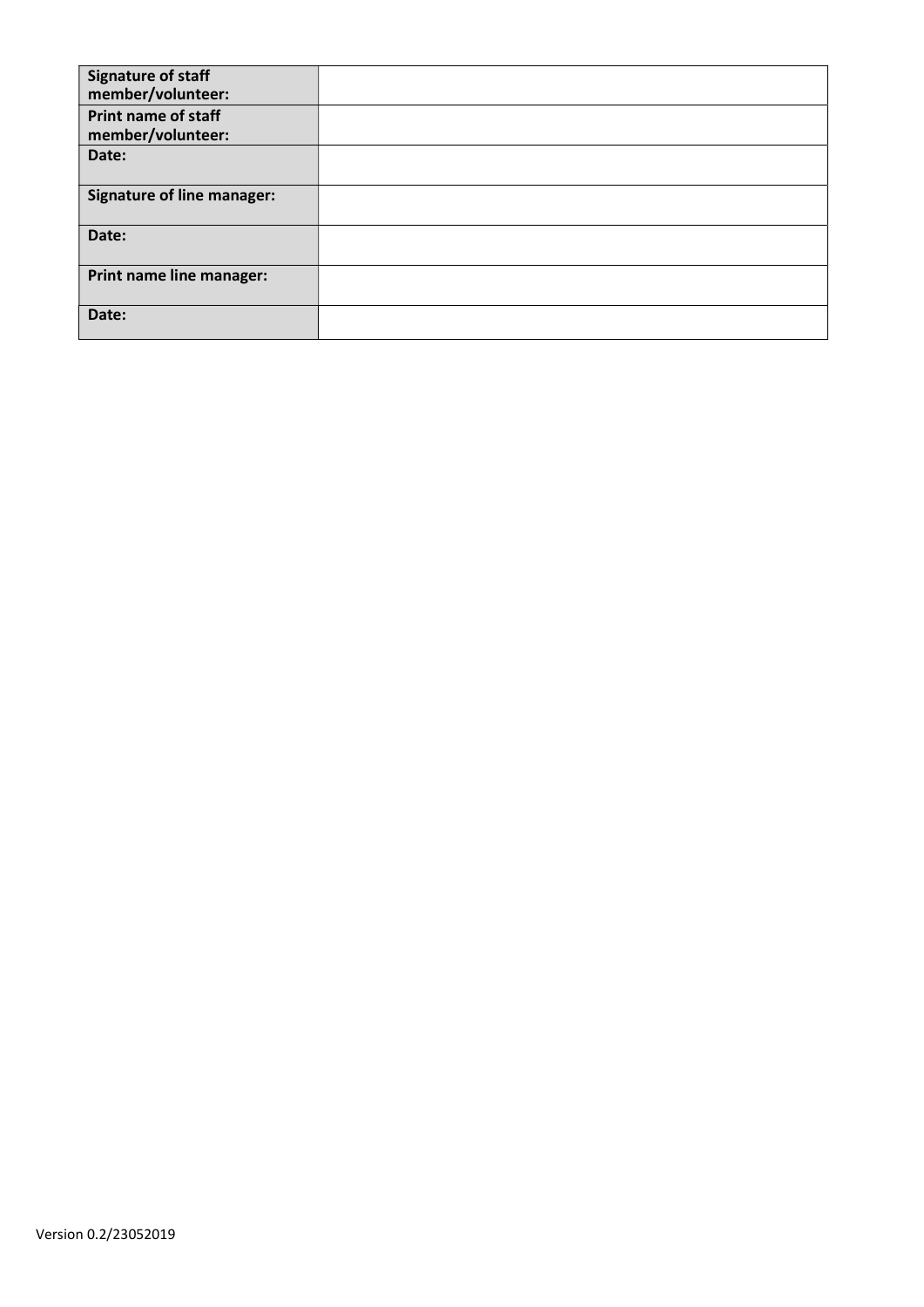| | |
|---|---|
| **Signature of staff member/volunteer:** | |
| **Print name of staff member/volunteer:** | |
| **Date:** | |
| **Signature of line manager:** | |
| **Date:** | |
| **Print name line manager:** | |
| **Date:** | |

Version 0.2/23052019